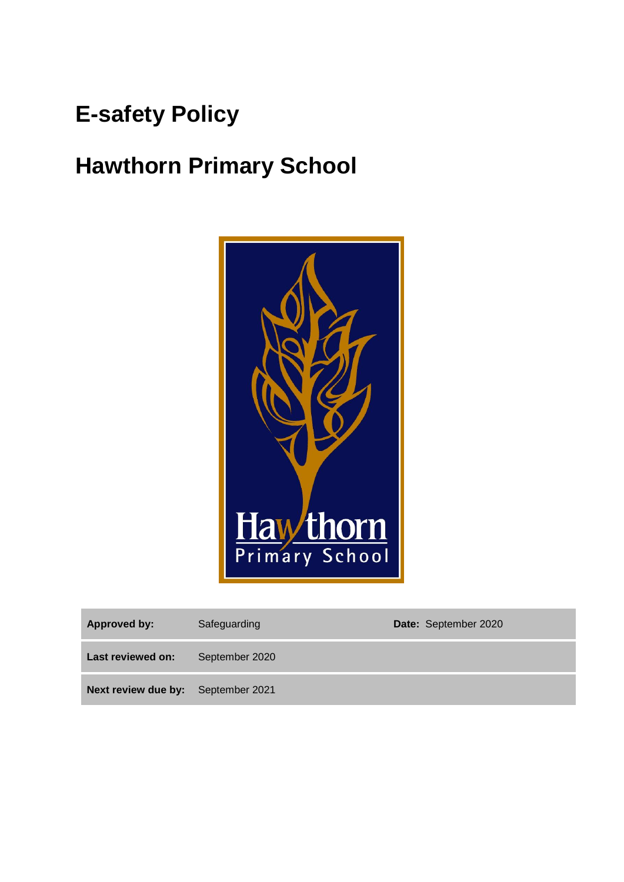# E-safety Policy

# Hawthorn Primary School

| | | | |
|---|---|---|---|
| **Approved by:** | Safeguarding | **Date:** September 2020 | |
| **Last reviewed on:** | September 2020 | | |
| **Next review due by:** | September 2021 | | |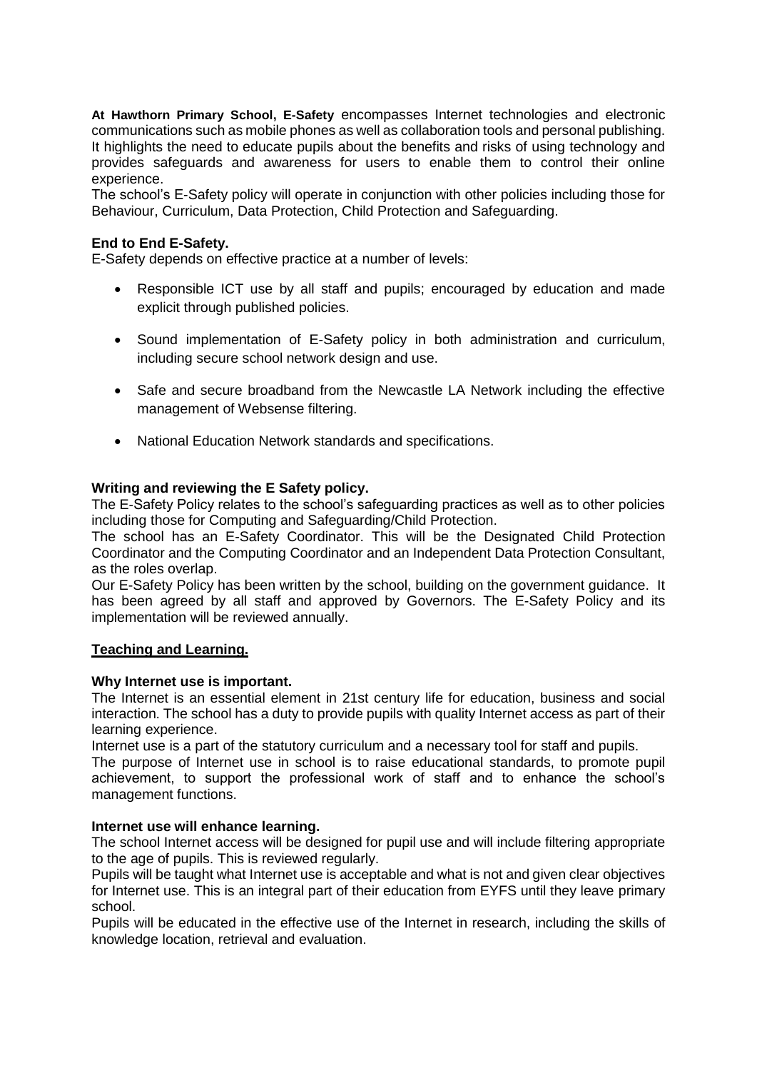**At Hawthorn Primary School, E-Safety** encompasses Internet technologies and electronic communications such as mobile phones as well as collaboration tools and personal publishing. It highlights the need to educate pupils about the benefits and risks of using technology and provides safeguards and awareness for users to enable them to control their online experience.

The school's E-Safety policy will operate in conjunction with other policies including those for Behaviour, Curriculum, Data Protection, Child Protection and Safeguarding.

**End to End E-Safety.**

E-Safety depends on effective practice at a number of levels:

- Responsible ICT use by all staff and pupils; encouraged by education and made explicit through published policies.
- Sound implementation of E-Safety policy in both administration and curriculum, including secure school network design and use.
- Safe and secure broadband from the Newcastle LA Network including the effective management of Websense filtering.
- National Education Network standards and specifications.

**Writing and reviewing the E Safety policy.**

The E-Safety Policy relates to the school's safeguarding practices as well as to other policies including those for Computing and Safeguarding/Child Protection.

The school has an E-Safety Coordinator. This will be the Designated Child Protection Coordinator and the Computing Coordinator and an Independent Data Protection Consultant, as the roles overlap.

Our E-Safety Policy has been written by the school, building on the government guidance. It has been agreed by all staff and approved by Governors. The E-Safety Policy and its implementation will be reviewed annually.

**Teaching and Learning.**

**Why Internet use is important.**

The Internet is an essential element in 21st century life for education, business and social interaction. The school has a duty to provide pupils with quality Internet access as part of their learning experience.

Internet use is a part of the statutory curriculum and a necessary tool for staff and pupils.

The purpose of Internet use in school is to raise educational standards, to promote pupil achievement, to support the professional work of staff and to enhance the school's management functions.

**Internet use will enhance learning.**

The school Internet access will be designed for pupil use and will include filtering appropriate to the age of pupils. This is reviewed regularly.

Pupils will be taught what Internet use is acceptable and what is not and given clear objectives for Internet use. This is an integral part of their education from EYFS until they leave primary school.

Pupils will be educated in the effective use of the Internet in research, including the skills of knowledge location, retrieval and evaluation.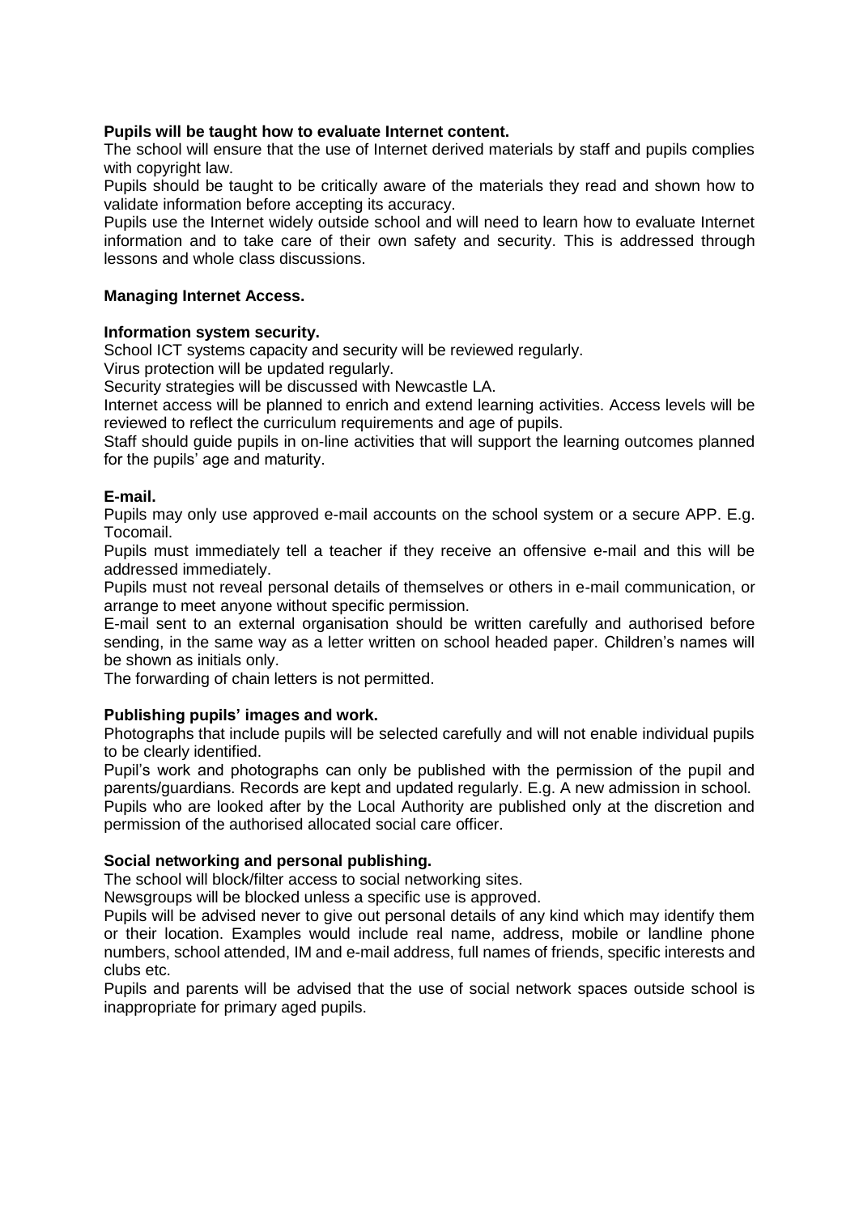**Pupils will be taught how to evaluate Internet content.**

The school will ensure that the use of Internet derived materials by staff and pupils complies with copyright law.

Pupils should be taught to be critically aware of the materials they read and shown how to validate information before accepting its accuracy.

Pupils use the Internet widely outside school and will need to learn how to evaluate Internet information and to take care of their own safety and security. This is addressed through lessons and whole class discussions.

**Managing Internet Access.**

**Information system security.**

School ICT systems capacity and security will be reviewed regularly.

Virus protection will be updated regularly.

Security strategies will be discussed with Newcastle LA.

Internet access will be planned to enrich and extend learning activities. Access levels will be reviewed to reflect the curriculum requirements and age of pupils.

Staff should guide pupils in on-line activities that will support the learning outcomes planned for the pupils' age and maturity.

**E-mail.**

Pupils may only use approved e-mail accounts on the school system or a secure APP. E.g. Tocomail.

Pupils must immediately tell a teacher if they receive an offensive e-mail and this will be addressed immediately.

Pupils must not reveal personal details of themselves or others in e-mail communication, or arrange to meet anyone without specific permission.

E-mail sent to an external organisation should be written carefully and authorised before sending, in the same way as a letter written on school headed paper. Children's names will be shown as initials only.

The forwarding of chain letters is not permitted.

**Publishing pupils' images and work.**

Photographs that include pupils will be selected carefully and will not enable individual pupils to be clearly identified.

Pupil's work and photographs can only be published with the permission of the pupil and parents/guardians. Records are kept and updated regularly. E.g. A new admission in school.

Pupils who are looked after by the Local Authority are published only at the discretion and permission of the authorised allocated social care officer.

**Social networking and personal publishing.**

The school will block/filter access to social networking sites.

Newsgroups will be blocked unless a specific use is approved.

Pupils will be advised never to give out personal details of any kind which may identify them or their location. Examples would include real name, address, mobile or landline phone numbers, school attended, IM and e-mail address, full names of friends, specific interests and clubs etc.

Pupils and parents will be advised that the use of social network spaces outside school is inappropriate for primary aged pupils.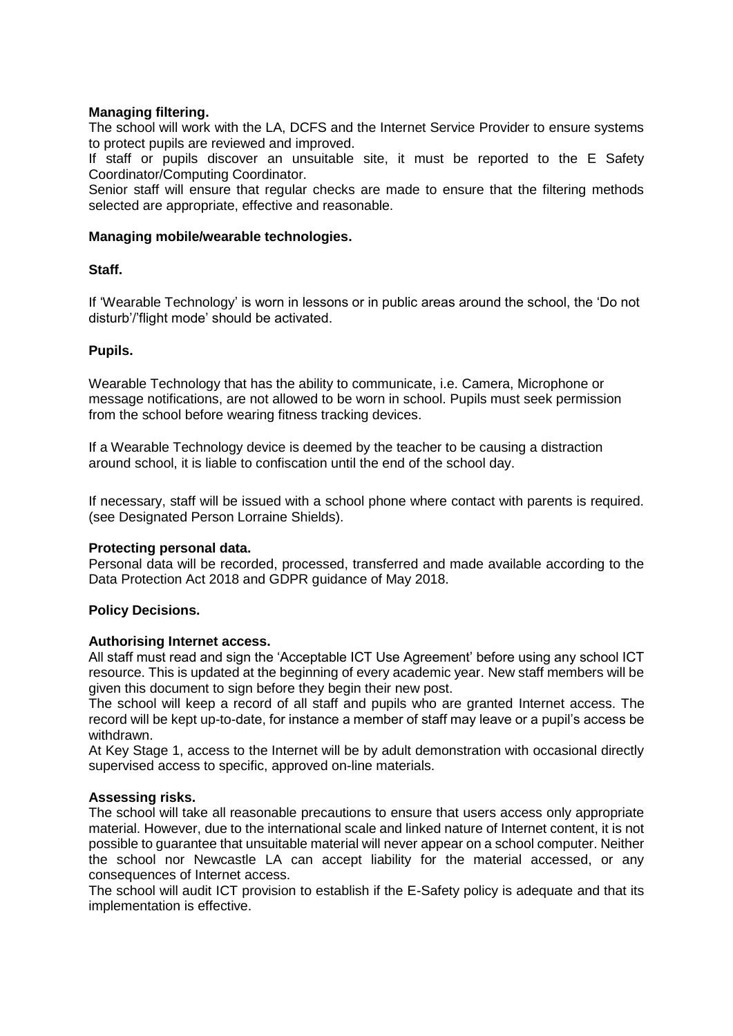**Managing filtering.**

The school will work with the LA, DCFS and the Internet Service Provider to ensure systems to protect pupils are reviewed and improved.

If staff or pupils discover an unsuitable site, it must be reported to the E Safety Coordinator/Computing Coordinator.

Senior staff will ensure that regular checks are made to ensure that the filtering methods selected are appropriate, effective and reasonable.

**Managing mobile/wearable technologies.**

**Staff.**

If 'Wearable Technology' is worn in lessons or in public areas around the school, the 'Do not disturb'/'flight mode' should be activated.

**Pupils.**

Wearable Technology that has the ability to communicate, i.e. Camera, Microphone or message notifications, are not allowed to be worn in school. Pupils must seek permission from the school before wearing fitness tracking devices.

If a Wearable Technology device is deemed by the teacher to be causing a distraction around school, it is liable to confiscation until the end of the school day.

If necessary, staff will be issued with a school phone where contact with parents is required. (see Designated Person Lorraine Shields).

**Protecting personal data.**

Personal data will be recorded, processed, transferred and made available according to the Data Protection Act 2018 and GDPR guidance of May 2018.

**Policy Decisions.**

**Authorising Internet access.**

All staff must read and sign the 'Acceptable ICT Use Agreement' before using any school ICT resource. This is updated at the beginning of every academic year. New staff members will be given this document to sign before they begin their new post.

The school will keep a record of all staff and pupils who are granted Internet access. The record will be kept up-to-date, for instance a member of staff may leave or a pupil's access be withdrawn.

At Key Stage 1, access to the Internet will be by adult demonstration with occasional directly supervised access to specific, approved on-line materials.

**Assessing risks.**

The school will take all reasonable precautions to ensure that users access only appropriate material. However, due to the international scale and linked nature of Internet content, it is not possible to guarantee that unsuitable material will never appear on a school computer. Neither the school nor Newcastle LA can accept liability for the material accessed, or any consequences of Internet access.

The school will audit ICT provision to establish if the E-Safety policy is adequate and that its implementation is effective.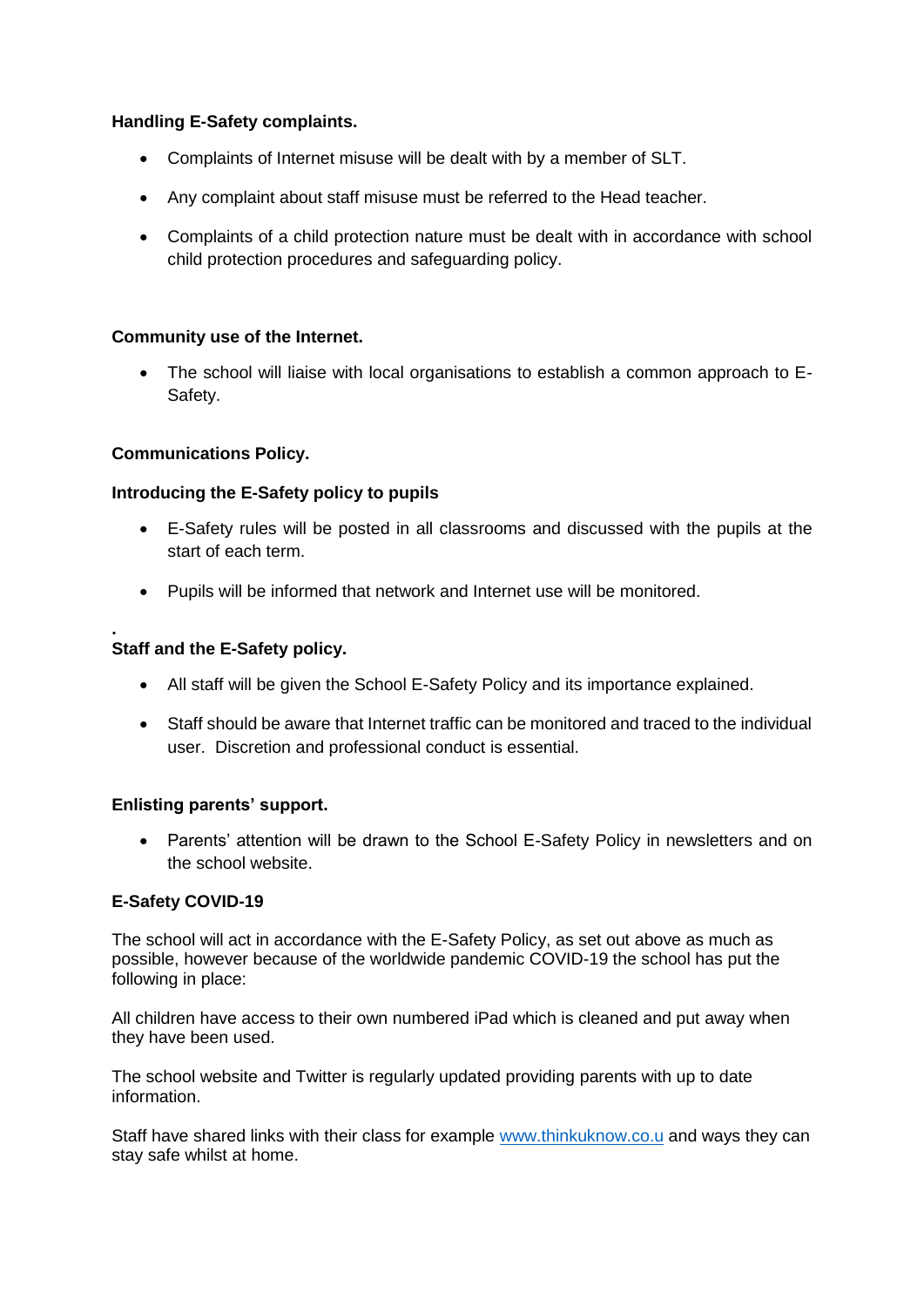**Handling E-Safety complaints.**

- Complaints of Internet misuse will be dealt with by a member of SLT.
- Any complaint about staff misuse must be referred to the Head teacher.
- Complaints of a child protection nature must be dealt with in accordance with school child protection procedures and safeguarding policy.

**Community use of the Internet.**

- The school will liaise with local organisations to establish a common approach to E-Safety.

**Communications Policy.**

**Introducing the E-Safety policy to pupils**

- E-Safety rules will be posted in all classrooms and discussed with the pupils at the start of each term.
- Pupils will be informed that network and Internet use will be monitored.

.

**Staff and the E-Safety policy.**

- All staff will be given the School E-Safety Policy and its importance explained.
- Staff should be aware that Internet traffic can be monitored and traced to the individual user. Discretion and professional conduct is essential.

**Enlisting parents' support.**

- Parents' attention will be drawn to the School E-Safety Policy in newsletters and on the school website.

**E-Safety COVID-19**

The school will act in accordance with the E-Safety Policy, as set out above as much as possible, however because of the worldwide pandemic COVID-19 the school has put the following in place:

All children have access to their own numbered iPad which is cleaned and put away when they have been used.

The school website and Twitter is regularly updated providing parents with up to date information.

Staff have shared links with their class for example [www.thinkuknow.co.u](www.thinkuknow.co.u) and ways they can stay safe whilst at home.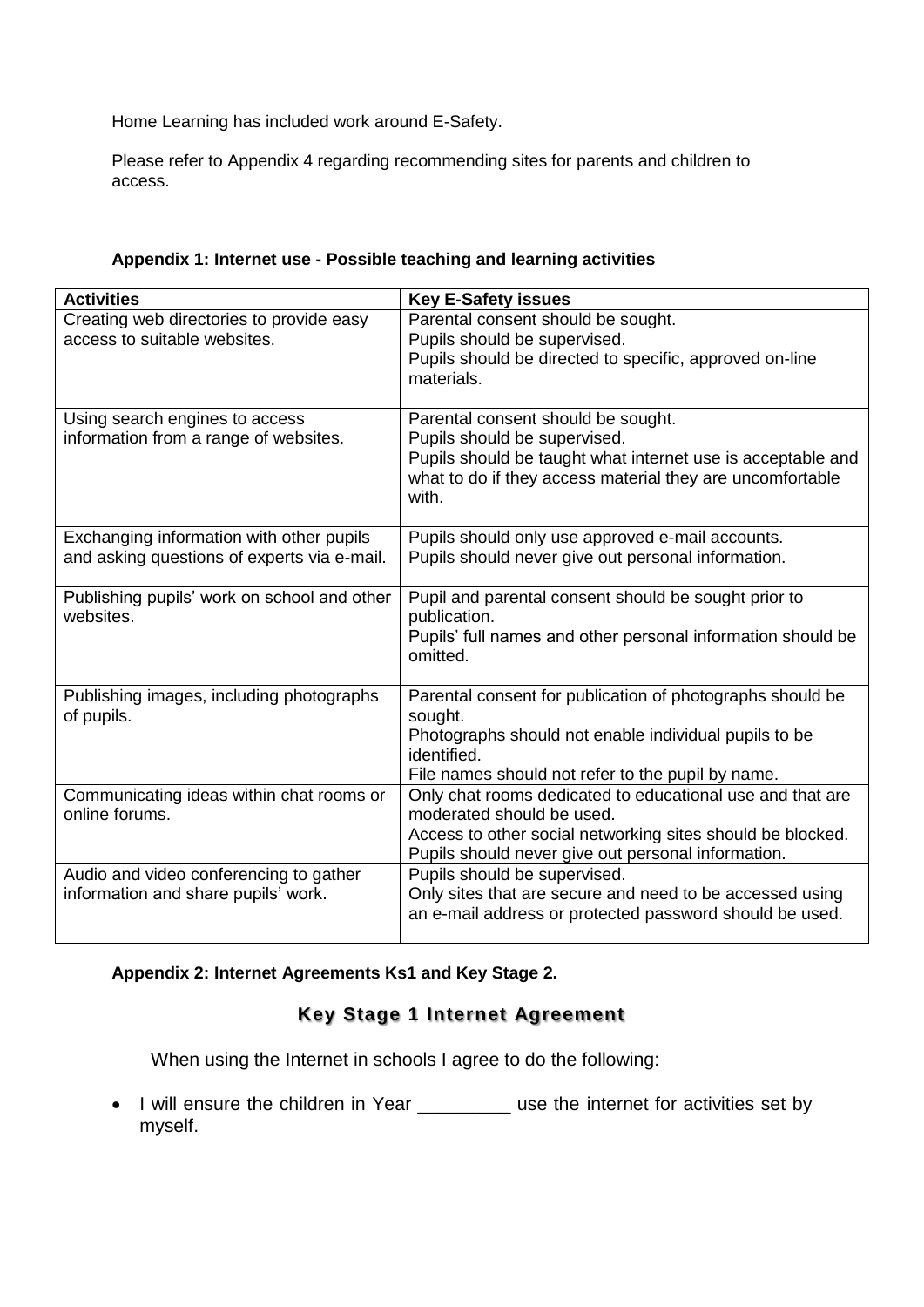Home Learning has included work around E-Safety.

Please refer to Appendix 4 regarding recommending sites for parents and children to access.

**Appendix 1: Internet use - Possible teaching and learning activities**

| Activities | Key E-Safety issues |
|---|---|
| Creating web directories to provide easy access to suitable websites. | Parental consent should be sought.<br>Pupils should be supervised.<br>Pupils should be directed to specific, approved on-line materials. |
| Using search engines to access information from a range of websites. | Parental consent should be sought.<br>Pupils should be supervised.<br>Pupils should be taught what internet use is acceptable and what to do if they access material they are uncomfortable with. |
| Exchanging information with other pupils and asking questions of experts via e-mail. | Pupils should only use approved e-mail accounts.<br>Pupils should never give out personal information. |
| Publishing pupils' work on school and other websites. | Pupil and parental consent should be sought prior to publication.<br>Pupils' full names and other personal information should be omitted. |
| Publishing images, including photographs of pupils. | Parental consent for publication of photographs should be sought.<br>Photographs should not enable individual pupils to be identified.<br>File names should not refer to the pupil by name. |
| Communicating ideas within chat rooms or online forums. | Only chat rooms dedicated to educational use and that are moderated should be used.<br>Access to other social networking sites should be blocked.<br>Pupils should never give out personal information. |
| Audio and video conferencing to gather information and share pupils' work. | Pupils should be supervised.<br>Only sites that are secure and need to be accessed using an e-mail address or protected password should be used. |

**Appendix 2: Internet Agreements Ks1 and Key Stage 2.**

## Key Stage 1 Internet Agreement

When using the Internet in schools I agree to do the following:

- I will ensure the children in Year _________ use the internet for activities set by myself.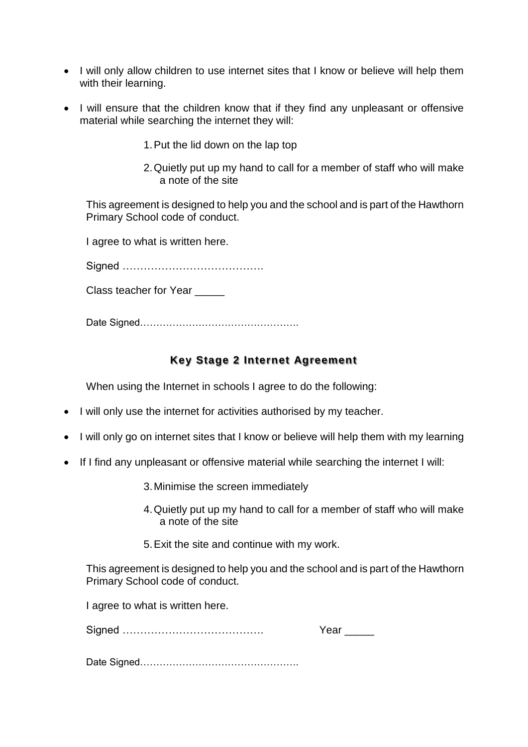- I will only allow children to use internet sites that I know or believe will help them with their learning.
- I will ensure that the children know that if they find any unpleasant or offensive material while searching the internet they will:

  1. Put the lid down on the lap top
  2. Quietly put up my hand to call for a member of staff who will make a note of the site

This agreement is designed to help you and the school and is part of the Hawthorn Primary School code of conduct.

I agree to what is written here.

Signed ………………………………….

Class teacher for Year _____

Date Signed………………………………………….

## Key Stage 2 Internet Agreement

When using the Internet in schools I agree to do the following:

- I will only use the internet for activities authorised by my teacher.
- I will only go on internet sites that I know or believe will help them with my learning
- If I find any unpleasant or offensive material while searching the internet I will:

  3. Minimise the screen immediately
  4. Quietly put up my hand to call for a member of staff who will make a note of the site
  5. Exit the site and continue with my work.

This agreement is designed to help you and the school and is part of the Hawthorn Primary School code of conduct.

I agree to what is written here.

Signed …………………………………. Year _____

Date Signed………………………………………….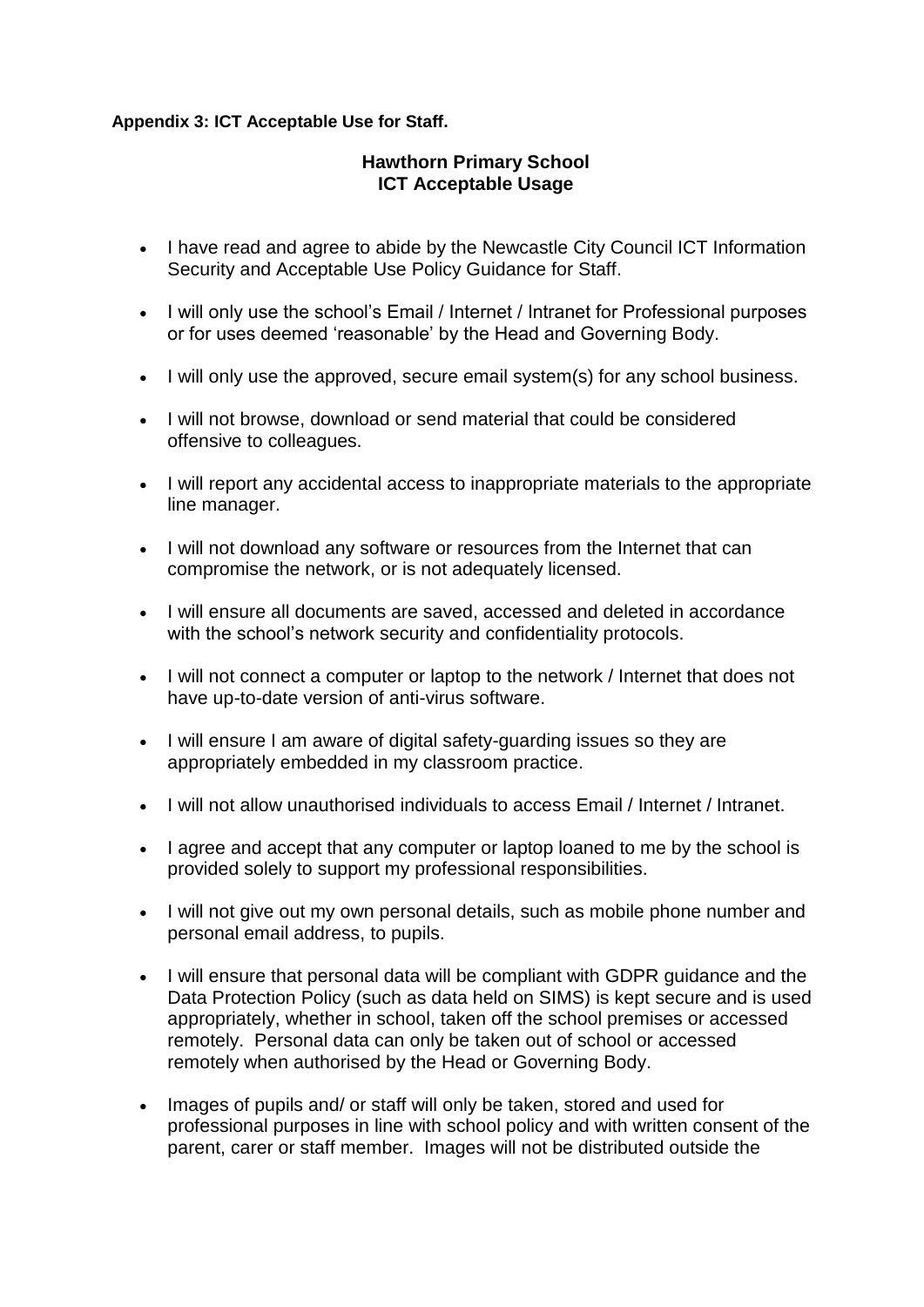**Appendix 3: ICT Acceptable Use for Staff.**

## Hawthorn Primary School
## ICT Acceptable Usage

- I have read and agree to abide by the Newcastle City Council ICT Information Security and Acceptable Use Policy Guidance for Staff.
- I will only use the school's Email / Internet / Intranet for Professional purposes or for uses deemed 'reasonable' by the Head and Governing Body.
- I will only use the approved, secure email system(s) for any school business.
- I will not browse, download or send material that could be considered offensive to colleagues.
- I will report any accidental access to inappropriate materials to the appropriate line manager.
- I will not download any software or resources from the Internet that can compromise the network, or is not adequately licensed.
- I will ensure all documents are saved, accessed and deleted in accordance with the school's network security and confidentiality protocols.
- I will not connect a computer or laptop to the network / Internet that does not have up-to-date version of anti-virus software.
- I will ensure I am aware of digital safety-guarding issues so they are appropriately embedded in my classroom practice.
- I will not allow unauthorised individuals to access Email / Internet / Intranet.
- I agree and accept that any computer or laptop loaned to me by the school is provided solely to support my professional responsibilities.
- I will not give out my own personal details, such as mobile phone number and personal email address, to pupils.
- I will ensure that personal data will be compliant with GDPR guidance and the Data Protection Policy (such as data held on SIMS) is kept secure and is used appropriately, whether in school, taken off the school premises or accessed remotely. Personal data can only be taken out of school or accessed remotely when authorised by the Head or Governing Body.
- Images of pupils and/ or staff will only be taken, stored and used for professional purposes in line with school policy and with written consent of the parent, carer or staff member. Images will not be distributed outside the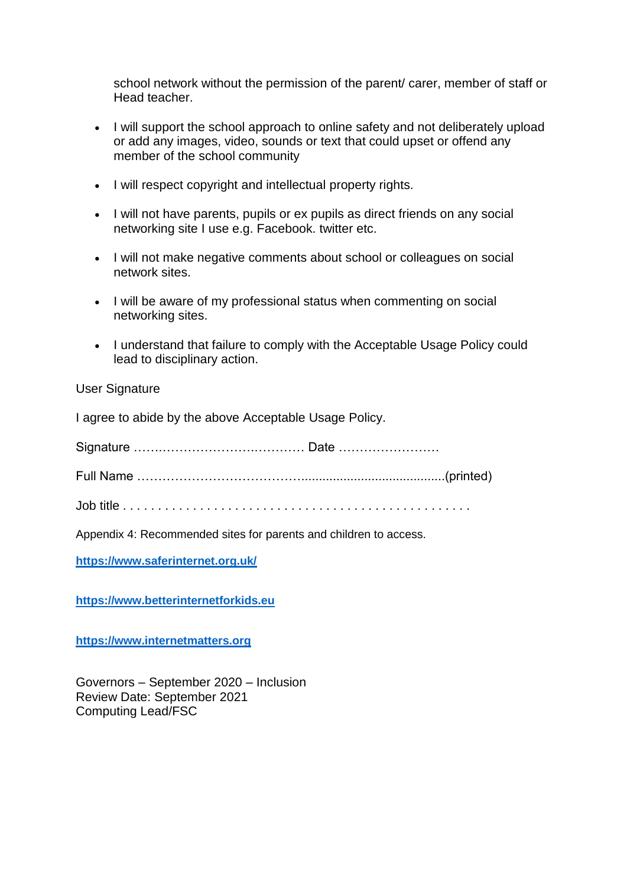school network without the permission of the parent/ carer, member of staff or Head teacher.

- I will support the school approach to online safety and not deliberately upload or add any images, video, sounds or text that could upset or offend any member of the school community

- I will respect copyright and intellectual property rights.

- I will not have parents, pupils or ex pupils as direct friends on any social networking site I use e.g. Facebook. twitter etc.

- I will not make negative comments about school or colleagues on social network sites.

- I will be aware of my professional status when commenting on social networking sites.

- I understand that failure to comply with the Acceptable Usage Policy could lead to disciplinary action.

User Signature

I agree to abide by the above Acceptable Usage Policy.

Signature ………………………………… Date ……………………

Full Name …………………………………........................................(printed)

Job title . . . . . . . . . . . . . . . . . . . . . . . . . . . . . . . . . . . . . . . . . . . . . . .

Appendix 4: Recommended sites for parents and children to access.

**https://www.saferinternet.org.uk/**

**https://www.betterinternetforkids.eu**

**https://www.internetmatters.org**

Governors – September 2020 – Inclusion
Review Date: September 2021
Computing Lead/FSC